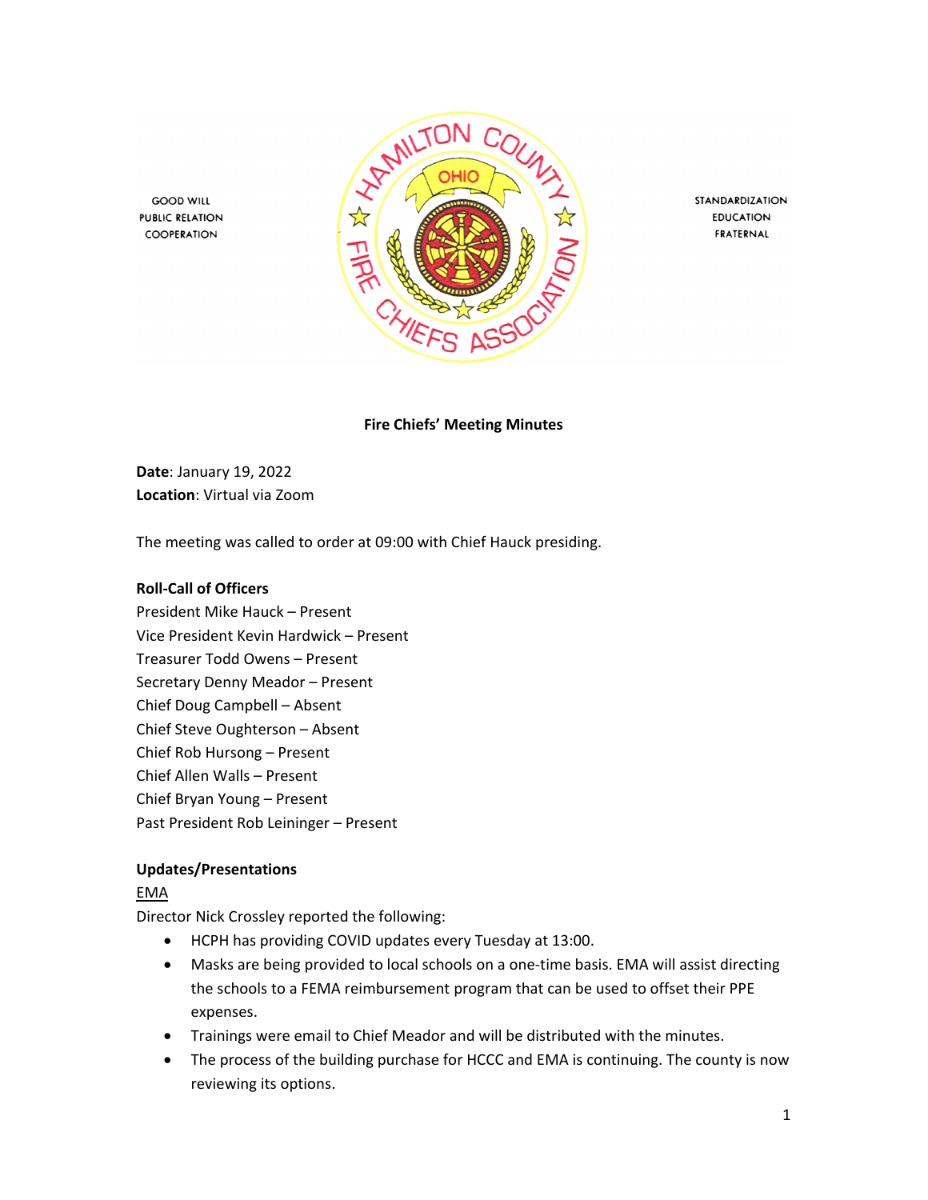GOOD WILL
PUBLIC RELATION
COOPERATION

STANDARDIZATION
EDUCATION
FRATERNAL

**Fire Chiefs' Meeting Minutes**

**Date**: January 19, 2022
**Location**: Virtual via Zoom

The meeting was called to order at 09:00 with Chief Hauck presiding.

**Roll-Call of Officers**

President Mike Hauck – Present
Vice President Kevin Hardwick – Present
Treasurer Todd Owens – Present
Secretary Denny Meador – Present
Chief Doug Campbell – Absent
Chief Steve Oughterson – Absent
Chief Rob Hursong – Present
Chief Allen Walls – Present
Chief Bryan Young – Present
Past President Rob Leininger – Present

**Updates/Presentations**

EMA

Director Nick Crossley reported the following:

- HCPH has providing COVID updates every Tuesday at 13:00.
- Masks are being provided to local schools on a one-time basis. EMA will assist directing the schools to a FEMA reimbursement program that can be used to offset their PPE expenses.
- Trainings were email to Chief Meador and will be distributed with the minutes.
- The process of the building purchase for HCCC and EMA is continuing. The county is now reviewing its options.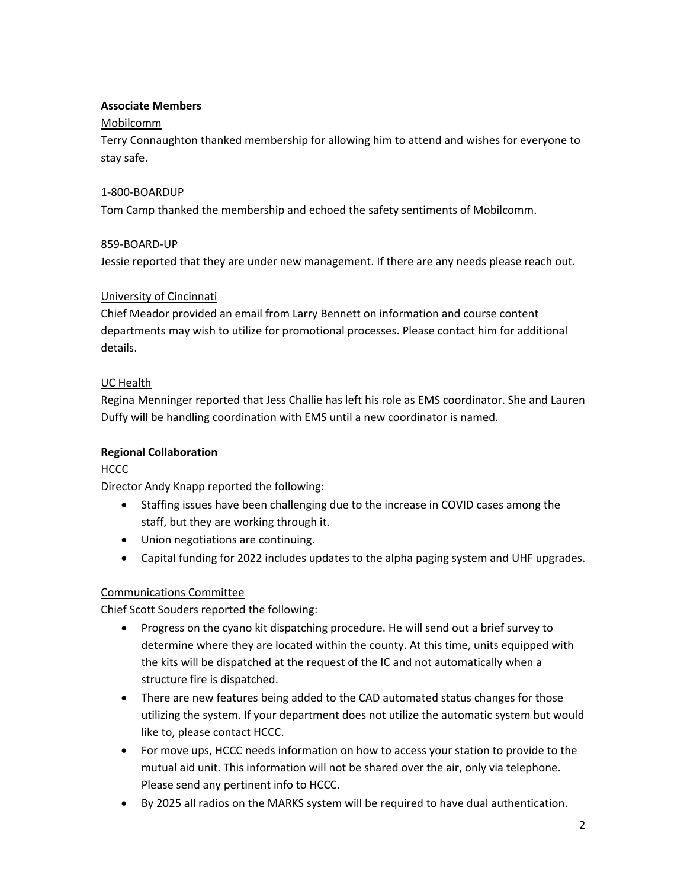**Associate Members**

Mobilcomm

Terry Connaughton thanked membership for allowing him to attend and wishes for everyone to stay safe.

1-800-BOARDUP

Tom Camp thanked the membership and echoed the safety sentiments of Mobilcomm.

859-BOARD-UP

Jessie reported that they are under new management. If there are any needs please reach out.

University of Cincinnati

Chief Meador provided an email from Larry Bennett on information and course content departments may wish to utilize for promotional processes. Please contact him for additional details.

UC Health

Regina Menninger reported that Jess Challie has left his role as EMS coordinator. She and Lauren Duffy will be handling coordination with EMS until a new coordinator is named.

**Regional Collaboration**

HCCC

Director Andy Knapp reported the following:

- Staffing issues have been challenging due to the increase in COVID cases among the staff, but they are working through it.
- Union negotiations are continuing.
- Capital funding for 2022 includes updates to the alpha paging system and UHF upgrades.

Communications Committee

Chief Scott Souders reported the following:

- Progress on the cyano kit dispatching procedure. He will send out a brief survey to determine where they are located within the county. At this time, units equipped with the kits will be dispatched at the request of the IC and not automatically when a structure fire is dispatched.
- There are new features being added to the CAD automated status changes for those utilizing the system. If your department does not utilize the automatic system but would like to, please contact HCCC.
- For move ups, HCCC needs information on how to access your station to provide to the mutual aid unit. This information will not be shared over the air, only via telephone. Please send any pertinent info to HCCC.
- By 2025 all radios on the MARKS system will be required to have dual authentication.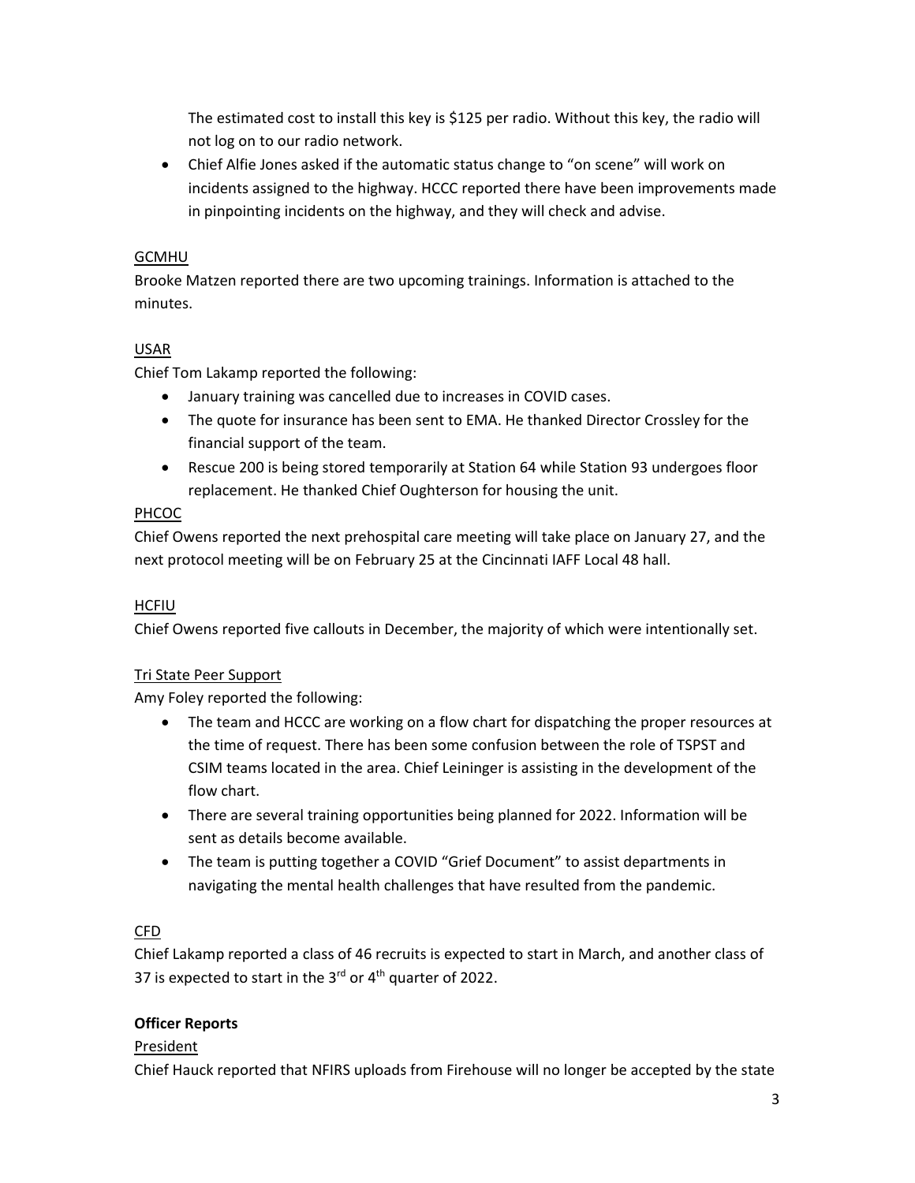The estimated cost to install this key is $125 per radio. Without this key, the radio will not log on to our radio network.

- Chief Alfie Jones asked if the automatic status change to "on scene" will work on incidents assigned to the highway. HCCC reported there have been improvements made in pinpointing incidents on the highway, and they will check and advise.

GCMHU

Brooke Matzen reported there are two upcoming trainings. Information is attached to the minutes.

USAR

Chief Tom Lakamp reported the following:

- January training was cancelled due to increases in COVID cases.
- The quote for insurance has been sent to EMA. He thanked Director Crossley for the financial support of the team.
- Rescue 200 is being stored temporarily at Station 64 while Station 93 undergoes floor replacement. He thanked Chief Oughterson for housing the unit.

PHCOC

Chief Owens reported the next prehospital care meeting will take place on January 27, and the next protocol meeting will be on February 25 at the Cincinnati IAFF Local 48 hall.

HCFIU

Chief Owens reported five callouts in December, the majority of which were intentionally set.

Tri State Peer Support

Amy Foley reported the following:

- The team and HCCC are working on a flow chart for dispatching the proper resources at the time of request. There has been some confusion between the role of TSPST and CSIM teams located in the area. Chief Leininger is assisting in the development of the flow chart.
- There are several training opportunities being planned for 2022. Information will be sent as details become available.
- The team is putting together a COVID "Grief Document" to assist departments in navigating the mental health challenges that have resulted from the pandemic.

CFD

Chief Lakamp reported a class of 46 recruits is expected to start in March, and another class of 37 is expected to start in the 3rd or 4th quarter of 2022.

**Officer Reports**

President

Chief Hauck reported that NFIRS uploads from Firehouse will no longer be accepted by the state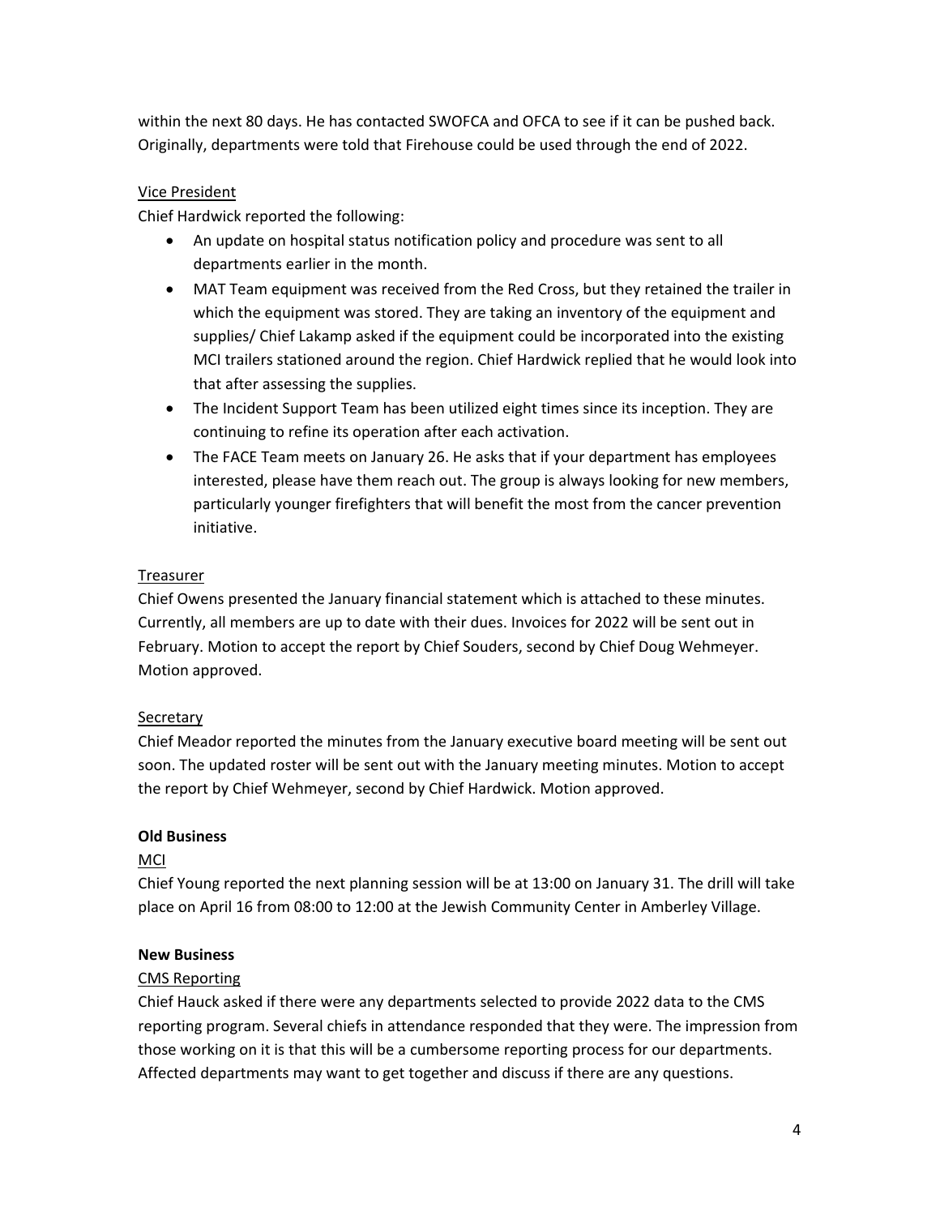within the next 80 days. He has contacted SWOFCA and OFCA to see if it can be pushed back. Originally, departments were told that Firehouse could be used through the end of 2022.

Vice President

Chief Hardwick reported the following:

- An update on hospital status notification policy and procedure was sent to all departments earlier in the month.
- MAT Team equipment was received from the Red Cross, but they retained the trailer in which the equipment was stored. They are taking an inventory of the equipment and supplies/ Chief Lakamp asked if the equipment could be incorporated into the existing MCI trailers stationed around the region. Chief Hardwick replied that he would look into that after assessing the supplies.
- The Incident Support Team has been utilized eight times since its inception. They are continuing to refine its operation after each activation.
- The FACE Team meets on January 26. He asks that if your department has employees interested, please have them reach out. The group is always looking for new members, particularly younger firefighters that will benefit the most from the cancer prevention initiative.

Treasurer

Chief Owens presented the January financial statement which is attached to these minutes. Currently, all members are up to date with their dues. Invoices for 2022 will be sent out in February. Motion to accept the report by Chief Souders, second by Chief Doug Wehmeyer. Motion approved.

Secretary

Chief Meador reported the minutes from the January executive board meeting will be sent out soon. The updated roster will be sent out with the January meeting minutes. Motion to accept the report by Chief Wehmeyer, second by Chief Hardwick. Motion approved.

**Old Business**

MCI

Chief Young reported the next planning session will be at 13:00 on January 31. The drill will take place on April 16 from 08:00 to 12:00 at the Jewish Community Center in Amberley Village.

**New Business**

CMS Reporting

Chief Hauck asked if there were any departments selected to provide 2022 data to the CMS reporting program. Several chiefs in attendance responded that they were. The impression from those working on it is that this will be a cumbersome reporting process for our departments. Affected departments may want to get together and discuss if there are any questions.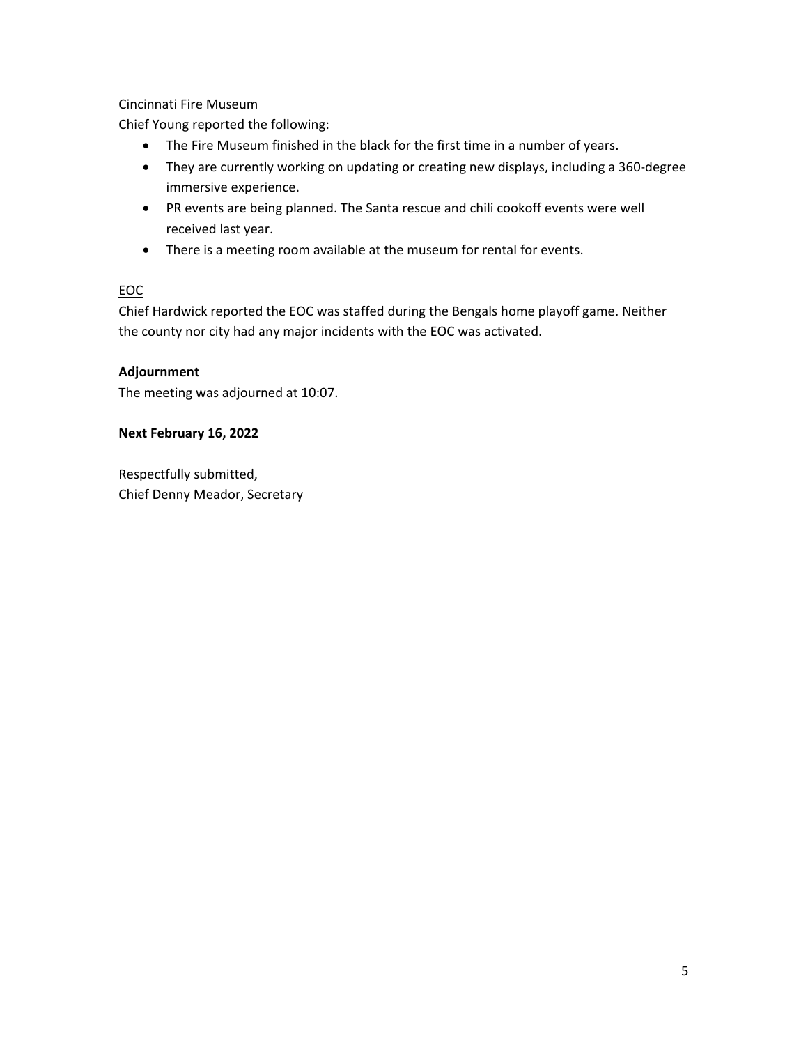Cincinnati Fire Museum

Chief Young reported the following:

- The Fire Museum finished in the black for the first time in a number of years.
- They are currently working on updating or creating new displays, including a 360-degree immersive experience.
- PR events are being planned. The Santa rescue and chili cookoff events were well received last year.
- There is a meeting room available at the museum for rental for events.

EOC

Chief Hardwick reported the EOC was staffed during the Bengals home playoff game. Neither the county nor city had any major incidents with the EOC was activated.

**Adjournment**

The meeting was adjourned at 10:07.

**Next February 16, 2022**

Respectfully submitted,
Chief Denny Meador, Secretary